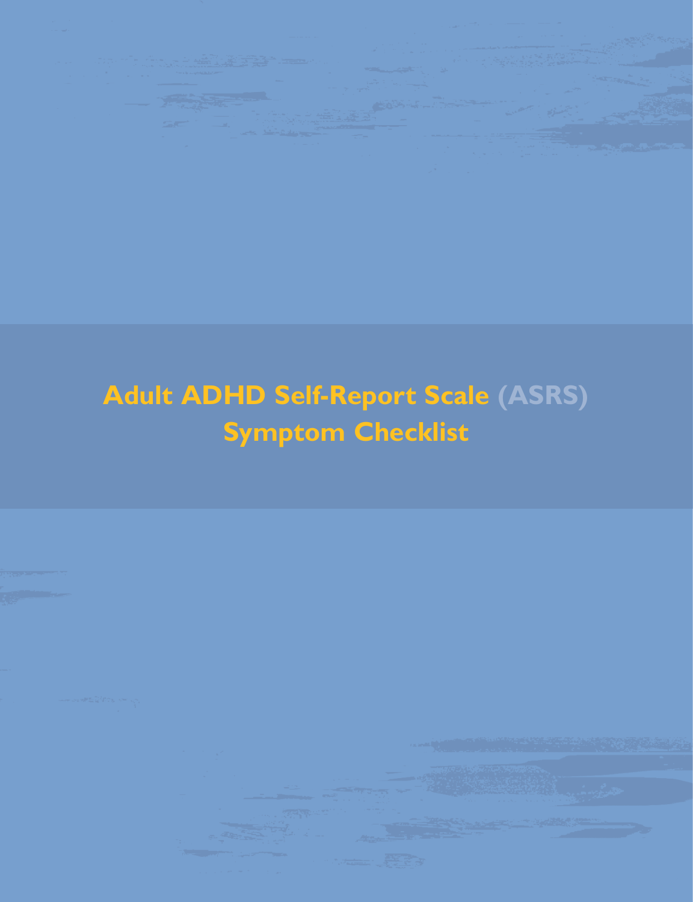# Adult ADHD Self-Report Scale (ASRS) Symptom Checklist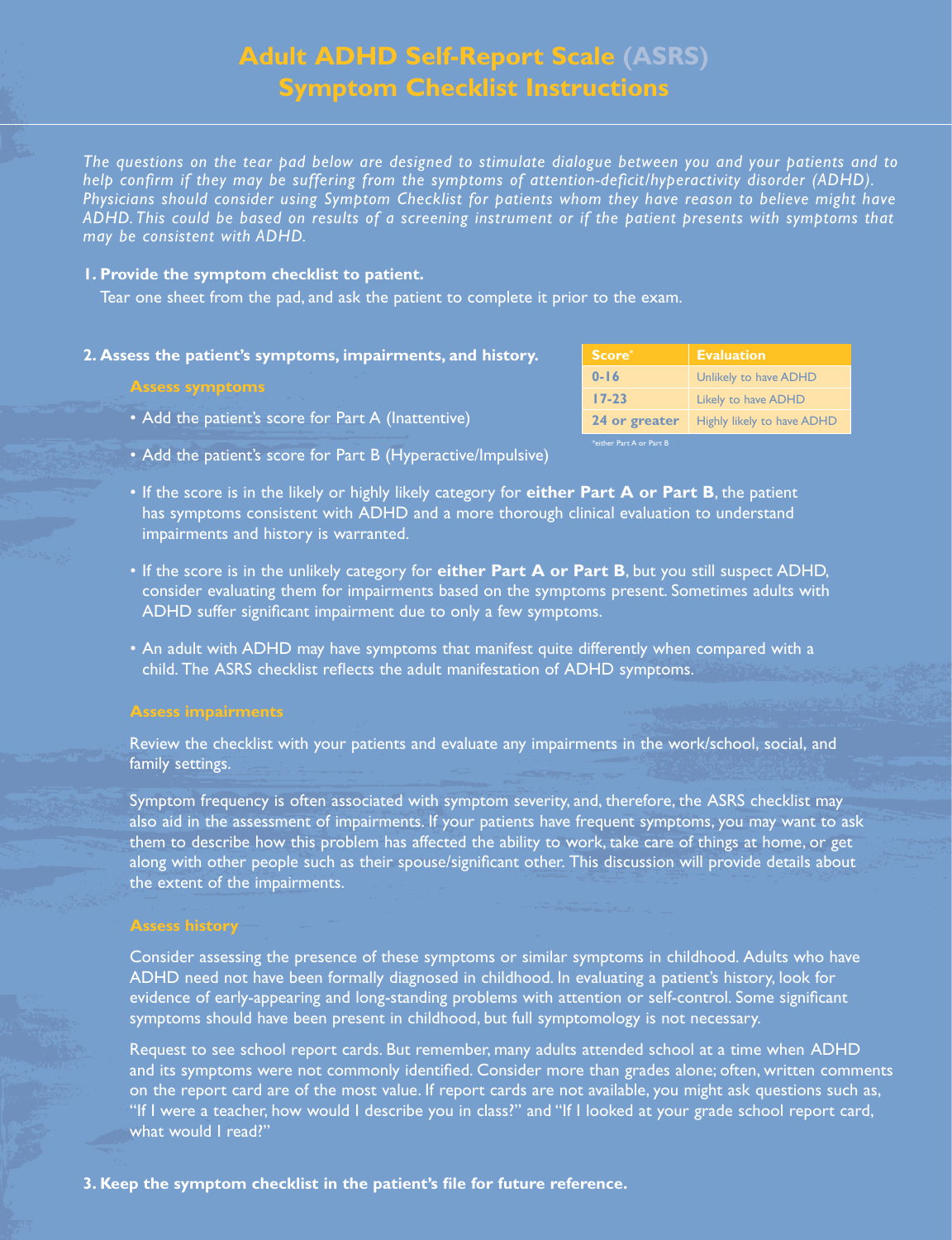# Adult ADHD Self-Report Scale (ASRS) Symptom Checklist Instructions

*The questions on the tear pad below are designed to stimulate dialogue between you and your patients and to help confirm if they may be suffering from the symptoms of attention-deficit/hyperactivity disorder (ADHD). Physicians should consider using Symptom Checklist for patients whom they have reason to believe might have ADHD. This could be based on results of a screening instrument or if the patient presents with symptoms that may be consistent with ADHD.*

**1. Provide the symptom checklist to patient.**

Tear one sheet from the pad, and ask the patient to complete it prior to the exam.

**2. Assess the patient's symptoms, impairments, and history.**

| Score* | Evaluation |
|---|---|
| **0-16** | Unlikely to have ADHD |
| **17-23** | Likely to have ADHD |
| **24 or greater** | Highly likely to have ADHD |

*either Part A or Part B

### Assess symptoms

- Add the patient's score for Part A (Inattentive)
- Add the patient's score for Part B (Hyperactive/Impulsive)
- If the score is in the likely or highly likely category for **either Part A or Part B**, the patient has symptoms consistent with ADHD and a more thorough clinical evaluation to understand impairments and history is warranted.
- If the score is in the unlikely category for **either Part A or Part B**, but you still suspect ADHD, consider evaluating them for impairments based on the symptoms present. Sometimes adults with ADHD suffer significant impairment due to only a few symptoms.
- An adult with ADHD may have symptoms that manifest quite differently when compared with a child. The ASRS checklist reflects the adult manifestation of ADHD symptoms.

### Assess impairments

Review the checklist with your patients and evaluate any impairments in the work/school, social, and family settings.

Symptom frequency is often associated with symptom severity, and, therefore, the ASRS checklist may also aid in the assessment of impairments. If your patients have frequent symptoms, you may want to ask them to describe how this problem has affected the ability to work, take care of things at home, or get along with other people such as their spouse/significant other. This discussion will provide details about the extent of the impairments.

### Assess history

Consider assessing the presence of these symptoms or similar symptoms in childhood. Adults who have ADHD need not have been formally diagnosed in childhood. In evaluating a patient's history, look for evidence of early-appearing and long-standing problems with attention or self-control. Some significant symptoms should have been present in childhood, but full symptomology is not necessary.

Request to see school report cards. But remember, many adults attended school at a time when ADHD and its symptoms were not commonly identified. Consider more than grades alone; often, written comments on the report card are of the most value. If report cards are not available, you might ask questions such as, "If I were a teacher, how would I describe you in class?" and "If I looked at your grade school report card, what would I read?"

**3. Keep the symptom checklist in the patient's file for future reference.**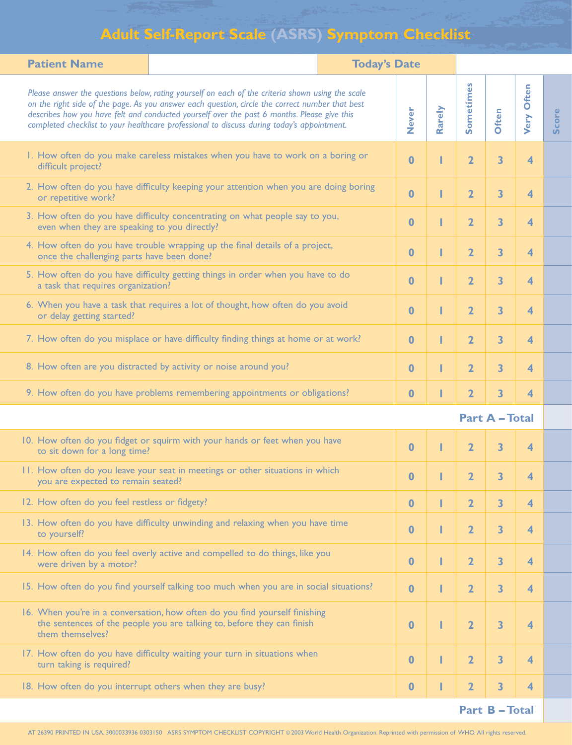# Adult Self-Report Scale (ASRS) Symptom Checklist

| Patient Name | | Today's Date | |
|---|---|---|---|

*Please answer the questions below, rating yourself on each of the criteria shown using the scale on the right side of the page. As you answer each question, circle the correct number that best describes how you have felt and conducted yourself over the past 6 months. Please give this completed checklist to your healthcare professional to discuss during today's appointment.*

| Question | Never | Rarely | Sometimes | Often | Very Often | Score |
|---|---|---|---|---|---|---|
| 1. How often do you make careless mistakes when you have to work on a boring or difficult project? | 0 | 1 | 2 | 3 | 4 | |
| 2. How often do you have difficulty keeping your attention when you are doing boring or repetitive work? | 0 | 1 | 2 | 3 | 4 | |
| 3. How often do you have difficulty concentrating on what people say to you, even when they are speaking to you directly? | 0 | 1 | 2 | 3 | 4 | |
| 4. How often do you have trouble wrapping up the final details of a project, once the challenging parts have been done? | 0 | 1 | 2 | 3 | 4 | |
| 5. How often do you have difficulty getting things in order when you have to do a task that requires organization? | 0 | 1 | 2 | 3 | 4 | |
| 6. When you have a task that requires a lot of thought, how often do you avoid or delay getting started? | 0 | 1 | 2 | 3 | 4 | |
| 7. How often do you misplace or have difficulty finding things at home or at work? | 0 | 1 | 2 | 3 | 4 | |
| 8. How often are you distracted by activity or noise around you? | 0 | 1 | 2 | 3 | 4 | |
| 9. How often do you have problems remembering appointments or obligations? | 0 | 1 | 2 | 3 | 4 | |
| | | | | | **Part A – Total** | |
| 10. How often do you fidget or squirm with your hands or feet when you have to sit down for a long time? | 0 | 1 | 2 | 3 | 4 | |
| 11. How often do you leave your seat in meetings or other situations in which you are expected to remain seated? | 0 | 1 | 2 | 3 | 4 | |
| 12. How often do you feel restless or fidgety? | 0 | 1 | 2 | 3 | 4 | |
| 13. How often do you have difficulty unwinding and relaxing when you have time to yourself? | 0 | 1 | 2 | 3 | 4 | |
| 14. How often do you feel overly active and compelled to do things, like you were driven by a motor? | 0 | 1 | 2 | 3 | 4 | |
| 15. How often do you find yourself talking too much when you are in social situations? | 0 | 1 | 2 | 3 | 4 | |
| 16. When you're in a conversation, how often do you find yourself finishing the sentences of the people you are talking to, before they can finish them themselves? | 0 | 1 | 2 | 3 | 4 | |
| 17. How often do you have difficulty waiting your turn in situations when turn taking is required? | 0 | 1 | 2 | 3 | 4 | |
| 18. How often do you interrupt others when they are busy? | 0 | 1 | 2 | 3 | 4 | |
| | | | | | **Part B – Total** | |

AT 26390 PRINTED IN USA. 3000033936 0303150 ASRS SYMPTOM CHECKLIST COPYRIGHT © 2003 World Health Organization. Reprinted with permission of WHO. All rights reserved.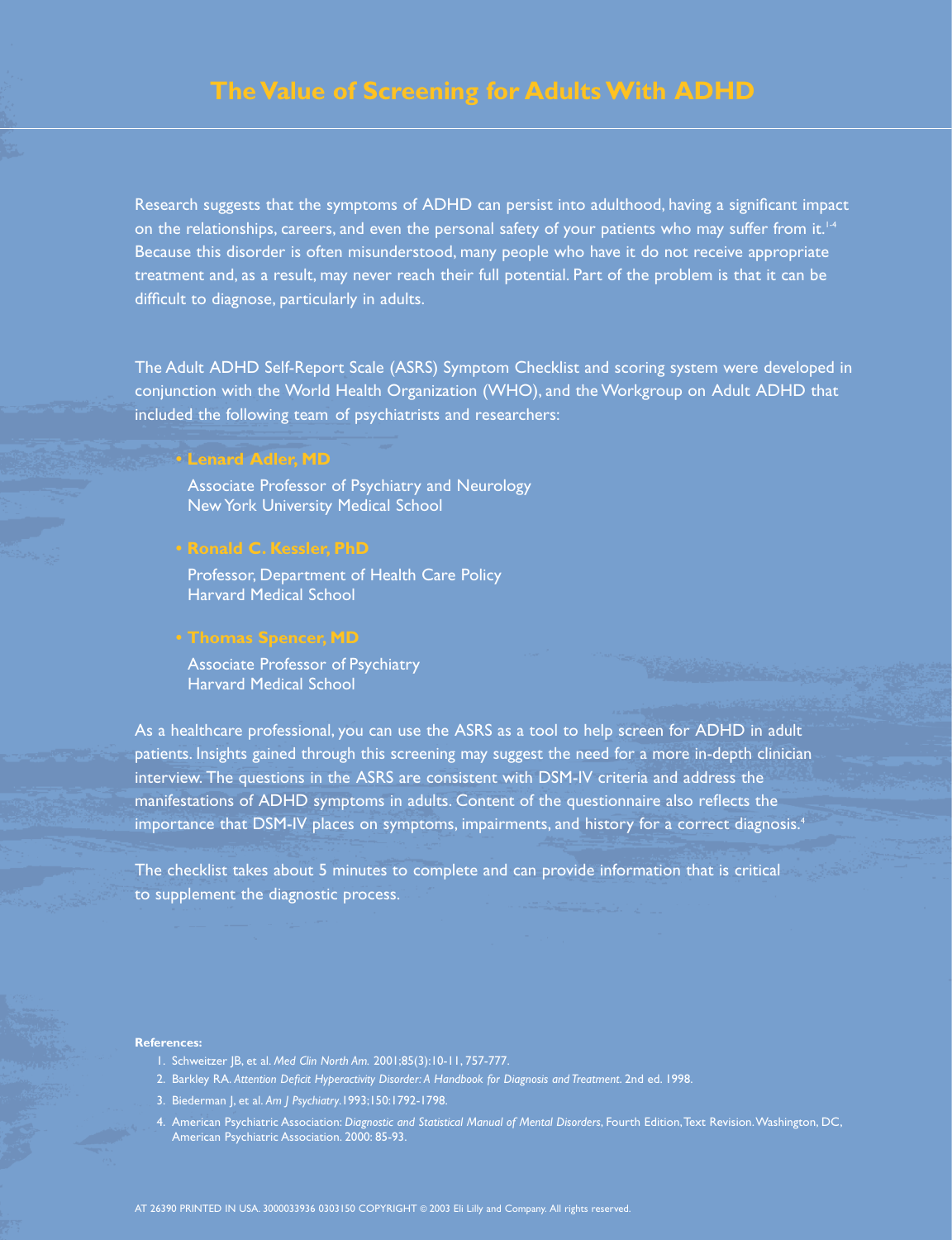# The Value of Screening for Adults With ADHD

Research suggests that the symptoms of ADHD can persist into adulthood, having a significant impact on the relationships, careers, and even the personal safety of your patients who may suffer from it.[1-4] Because this disorder is often misunderstood, many people who have it do not receive appropriate treatment and, as a result, may never reach their full potential. Part of the problem is that it can be difficult to diagnose, particularly in adults.

The Adult ADHD Self-Report Scale (ASRS) Symptom Checklist and scoring system were developed in conjunction with the World Health Organization (WHO), and the Workgroup on Adult ADHD that included the following team of psychiatrists and researchers:

- **Lenard Adler, MD**
  Associate Professor of Psychiatry and Neurology
  New York University Medical School

- **Ronald C. Kessler, PhD**
  Professor, Department of Health Care Policy
  Harvard Medical School

- **Thomas Spencer, MD**
  Associate Professor of Psychiatry
  Harvard Medical School

As a healthcare professional, you can use the ASRS as a tool to help screen for ADHD in adult patients. Insights gained through this screening may suggest the need for a more in-depth clinician interview. The questions in the ASRS are consistent with DSM-IV criteria and address the manifestations of ADHD symptoms in adults. Content of the questionnaire also reflects the importance that DSM-IV places on symptoms, impairments, and history for a correct diagnosis.[4]

The checklist takes about 5 minutes to complete and can provide information that is critical to supplement the diagnostic process.

**References:**

1. Schweitzer JB, et al. *Med Clin North Am.* 2001;85(3):10-11, 757-777.
2. Barkley RA. *Attention Deficit Hyperactivity Disorder: A Handbook for Diagnosis and Treatment.* 2nd ed. 1998.
3. Biederman J, et al. *Am J Psychiatry.* 1993;150:1792-1798.
4. American Psychiatric Association: *Diagnostic and Statistical Manual of Mental Disorders,* Fourth Edition, Text Revision. Washington, DC, American Psychiatric Association. 2000: 85-93.

AT 26390 PRINTED IN USA. 3000033936 0303150 COPYRIGHT © 2003 Eli Lilly and Company. All rights reserved.